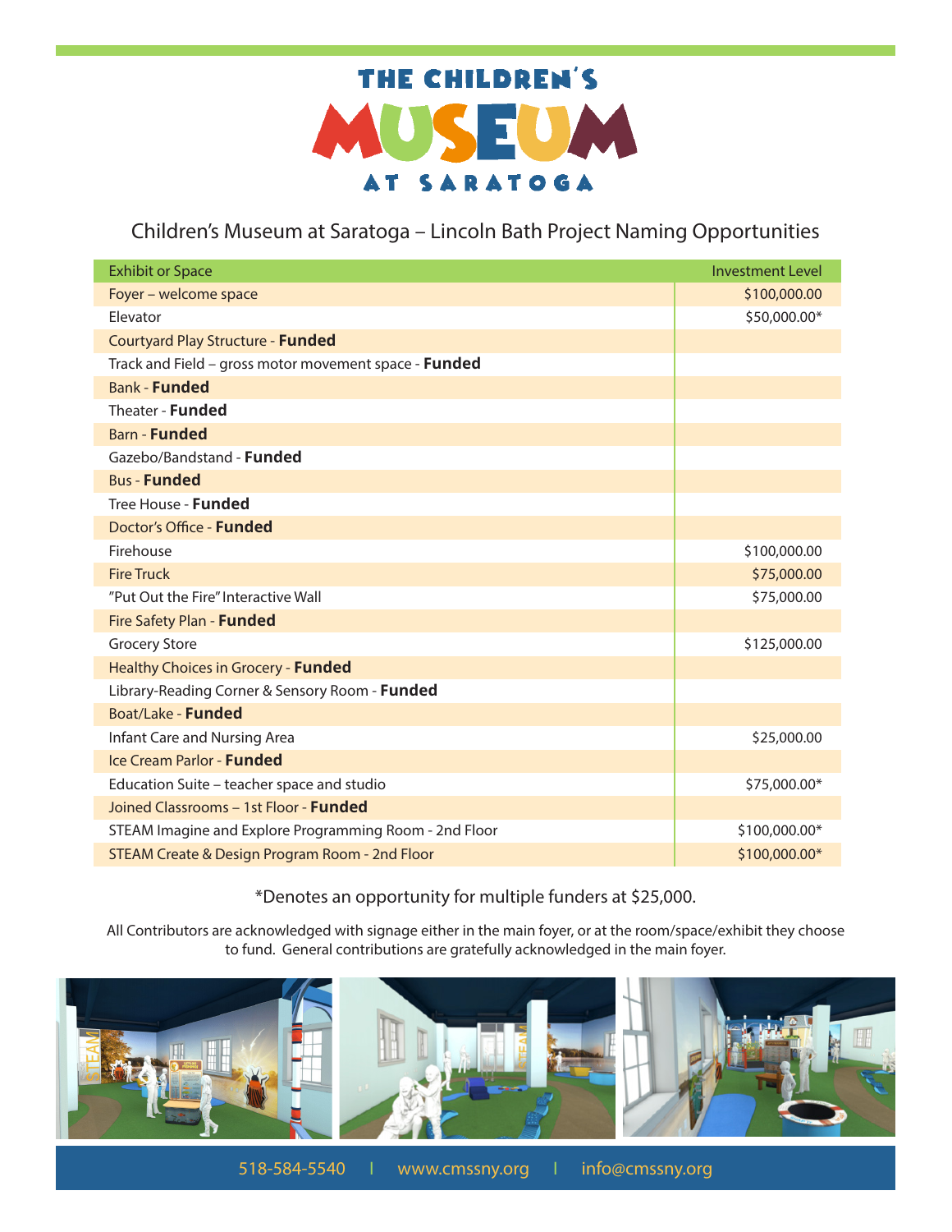# THE CHILDREN'S MUSEUM AT SARATOGA

## Children's Museum at Saratoga – Lincoln Bath Project Naming Opportunities

| Exhibit or Space | Investment Level |
|---|---|
| Foyer – welcome space | $100,000.00 |
| Elevator | $50,000.00* |
| Courtyard Play Structure - **Funded** | |
| Track and Field – gross motor movement space - **Funded** | |
| Bank - **Funded** | |
| Theater - **Funded** | |
| Barn - **Funded** | |
| Gazebo/Bandstand - **Funded** | |
| Bus - **Funded** | |
| Tree House - **Funded** | |
| Doctor's Office - **Funded** | |
| Firehouse | $100,000.00 |
| Fire Truck | $75,000.00 |
| "Put Out the Fire" Interactive Wall | $75,000.00 |
| Fire Safety Plan - **Funded** | |
| Grocery Store | $125,000.00 |
| Healthy Choices in Grocery - **Funded** | |
| Library-Reading Corner & Sensory Room - **Funded** | |
| Boat/Lake - **Funded** | |
| Infant Care and Nursing Area | $25,000.00 |
| Ice Cream Parlor - **Funded** | |
| Education Suite – teacher space and studio | $75,000.00* |
| Joined Classrooms – 1st Floor - **Funded** | |
| STEAM Imagine and Explore Programming Room - 2nd Floor | $100,000.00* |
| STEAM Create & Design Program Room - 2nd Floor | $100,000.00* |

*Denotes an opportunity for multiple funders at $25,000.

All Contributors are acknowledged with signage either in the main foyer, or at the room/space/exhibit they choose to fund. General contributions are gratefully acknowledged in the main foyer.

518-584-5540 | www.cmssny.org | info@cmssny.org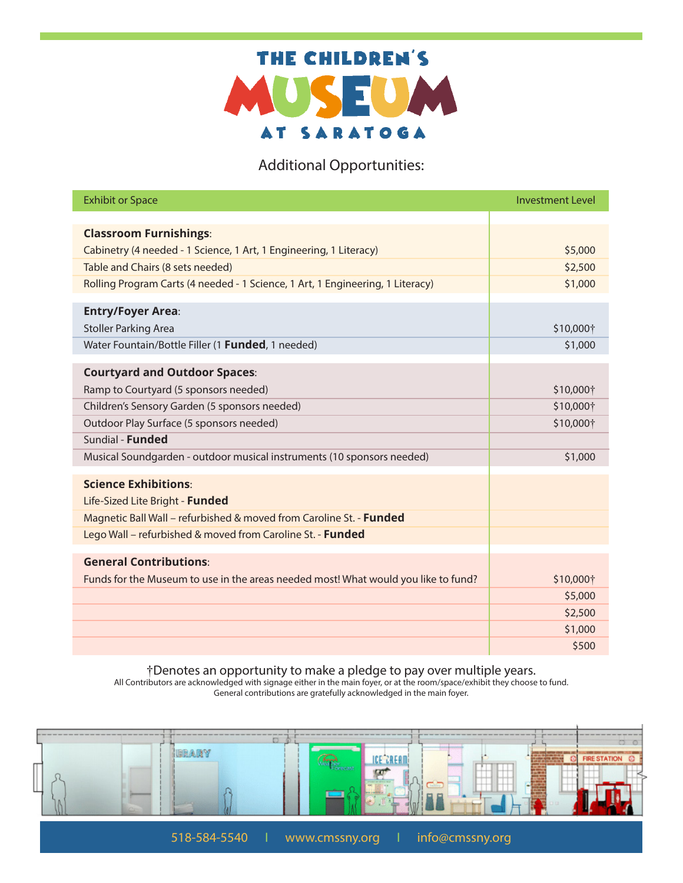# THE CHILDREN'S MUSEUM AT SARATOGA

## Additional Opportunities:

| Exhibit or Space | Investment Level |
| --- | --- |
| **Classroom Furnishings**: | |
| Cabinetry (4 needed - 1 Science, 1 Art, 1 Engineering, 1 Literacy) | $5,000 |
| Table and Chairs (8 sets needed) | $2,500 |
| Rolling Program Carts (4 needed - 1 Science, 1 Art, 1 Engineering, 1 Literacy) | $1,000 |
| **Entry/Foyer Area**: | |
| Stoller Parking Area | $10,000† |
| Water Fountain/Bottle Filler (1 **Funded**, 1 needed) | $1,000 |
| **Courtyard and Outdoor Spaces**: | |
| Ramp to Courtyard (5 sponsors needed) | $10,000† |
| Children's Sensory Garden (5 sponsors needed) | $10,000† |
| Outdoor Play Surface (5 sponsors needed) | $10,000† |
| Sundial - **Funded** | |
| Musical Soundgarden - outdoor musical instruments (10 sponsors needed) | $1,000 |
| **Science Exhibitions**: | |
| Life-Sized Lite Bright - **Funded** | |
| Magnetic Ball Wall – refurbished & moved from Caroline St. - **Funded** | |
| Lego Wall – refurbished & moved from Caroline St. - **Funded** | |
| **General Contributions**: | |
| Funds for the Museum to use in the areas needed most! What would you like to fund? | $10,000† |
| | $5,000 |
| | $2,500 |
| | $1,000 |
| | $500 |

†Denotes an opportunity to make a pledge to pay over multiple years.

All Contributors are acknowledged with signage either in the main foyer, or at the room/space/exhibit they choose to fund.
General contributions are gratefully acknowledged in the main foyer.

518-584-5540 | www.cmssny.org | info@cmssny.org